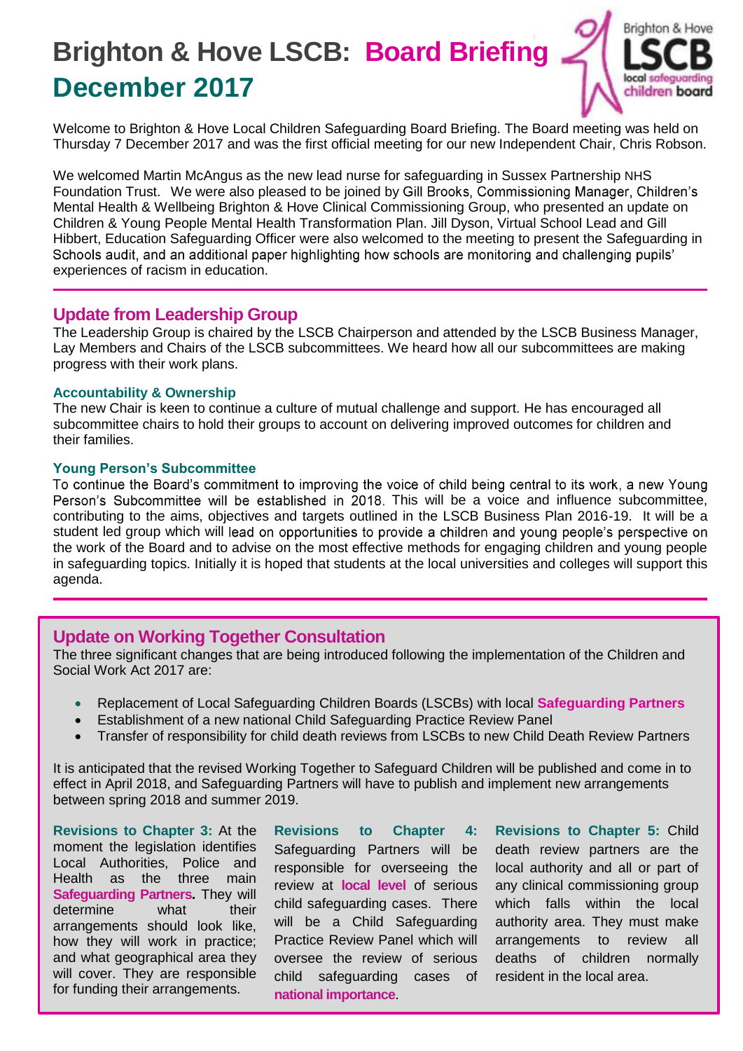# Brighton & Hove LSCB: Board Briefing December 2017

Welcome to Brighton & Hove Local Children Safeguarding Board Briefing. The Board meeting was held on Thursday 7 December 2017 and was the first official meeting for our new Independent Chair, Chris Robson.

We welcomed Martin McAngus as the new lead nurse for safeguarding in Sussex Partnership NHS Foundation Trust. We were also pleased to be joined by Gill Brooks, Commissioning Manager, Children's Mental Health & Wellbeing Brighton & Hove Clinical Commissioning Group, who presented an update on Children & Young People Mental Health Transformation Plan. Jill Dyson, Virtual School Lead and Gill Hibbert, Education Safeguarding Officer were also welcomed to the meeting to present the Safeguarding in Schools audit, and an additional paper highlighting how schools are monitoring and challenging pupils' experiences of racism in education.

## Update from Leadership Group

The Leadership Group is chaired by the LSCB Chairperson and attended by the LSCB Business Manager, Lay Members and Chairs of the LSCB subcommittees. We heard how all our subcommittees are making progress with their work plans.

### Accountability & Ownership

The new Chair is keen to continue a culture of mutual challenge and support. He has encouraged all subcommittee chairs to hold their groups to account on delivering improved outcomes for children and their families.

### Young Person's Subcommittee

To continue the Board's commitment to improving the voice of child being central to its work, a new Young Person's Subcommittee will be established in 2018. This will be a voice and influence subcommittee, contributing to the aims, objectives and targets outlined in the LSCB Business Plan 2016-19. It will be a student led group which will lead on opportunities to provide a children and young people's perspective on the work of the Board and to advise on the most effective methods for engaging children and young people in safeguarding topics. Initially it is hoped that students at the local universities and colleges will support this agenda.

## Update on Working Together Consultation

The three significant changes that are being introduced following the implementation of the Children and Social Work Act 2017 are:

- Replacement of Local Safeguarding Children Boards (LSCBs) with local **Safeguarding Partners**
- Establishment of a new national Child Safeguarding Practice Review Panel
- Transfer of responsibility for child death reviews from LSCBs to new Child Death Review Partners

It is anticipated that the revised Working Together to Safeguard Children will be published and come in to effect in April 2018, and Safeguarding Partners will have to publish and implement new arrangements between spring 2018 and summer 2019.

**Revisions to Chapter 3:** At the moment the legislation identifies Local Authorities, Police and Health as the three main **Safeguarding Partners.** They will determine what their arrangements should look like, how they will work in practice; and what geographical area they will cover. They are responsible for funding their arrangements.

**Revisions to Chapter 4:** Safeguarding Partners will be responsible for overseeing the review at **local level** of serious child safeguarding cases. There will be a Child Safeguarding Practice Review Panel which will oversee the review of serious child safeguarding cases of **national importance**.

**Revisions to Chapter 5:** Child death review partners are the local authority and all or part of any clinical commissioning group which falls within the local authority area. They must make arrangements to review all deaths of children normally resident in the local area.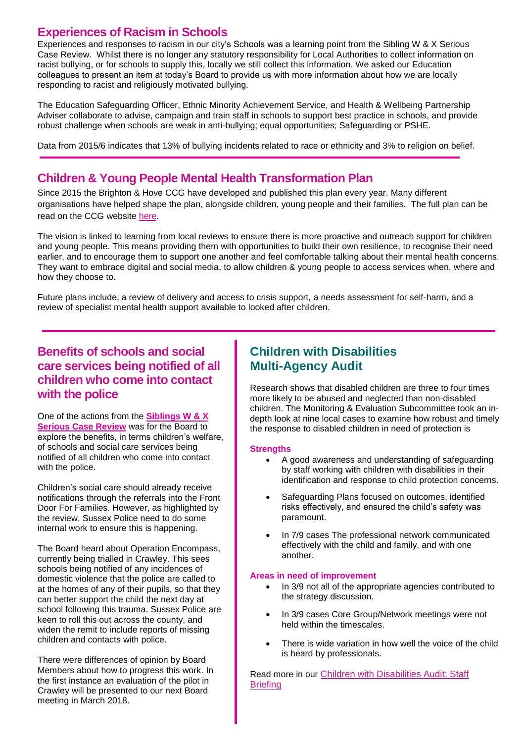## Experiences of Racism in Schools

Experiences and responses to racism in our city's Schools was a learning point from the Sibling W & X Serious Case Review. Whilst there is no longer any statutory responsibility for Local Authorities to collect information on racist bullying, or for schools to supply this, locally we still collect this information. We asked our Education colleagues to present an item at today's Board to provide us with more information about how we are locally responding to racist and religiously motivated bullying.

The Education Safeguarding Officer, Ethnic Minority Achievement Service, and Health & Wellbeing Partnership Adviser collaborate to advise, campaign and train staff in schools to support best practice in schools, and provide robust challenge when schools are weak in anti-bullying; equal opportunities; Safeguarding or PSHE.

Data from 2015/6 indicates that 13% of bullying incidents related to race or ethnicity and 3% to religion on belief.

## Children & Young People Mental Health Transformation Plan

Since 2015 the Brighton & Hove CCG have developed and published this plan every year. Many different organisations have helped shape the plan, alongside children, young people and their families. The full plan can be read on the CCG website here.

The vision is linked to learning from local reviews to ensure there is more proactive and outreach support for children and young people. This means providing them with opportunities to build their own resilience, to recognise their need earlier, and to encourage them to support one another and feel comfortable talking about their mental health concerns. They want to embrace digital and social media, to allow children & young people to access services when, where and how they choose to.

Future plans include; a review of delivery and access to crisis support, a needs assessment for self-harm, and a review of specialist mental health support available to looked after children.

## Benefits of schools and social care services being notified of all children who come into contact with the police

One of the actions from the **Siblings W & X Serious Case Review** was for the Board to explore the benefits, in terms children's welfare, of schools and social care services being notified of all children who come into contact with the police.

Children's social care should already receive notifications through the referrals into the Front Door For Families. However, as highlighted by the review, Sussex Police need to do some internal work to ensure this is happening.

The Board heard about Operation Encompass, currently being trialled in Crawley. This sees schools being notified of any incidences of domestic violence that the police are called to at the homes of any of their pupils, so that they can better support the child the next day at school following this trauma. Sussex Police are keen to roll this out across the county, and widen the remit to include reports of missing children and contacts with police.

There were differences of opinion by Board Members about how to progress this work. In the first instance an evaluation of the pilot in Crawley will be presented to our next Board meeting in March 2018.

## Children with Disabilities Multi-Agency Audit

Research shows that disabled children are three to four times more likely to be abused and neglected than non-disabled children. The Monitoring & Evaluation Subcommittee took an in-depth look at nine local cases to examine how robust and timely the response to disabled children in need of protection is

#### Strengths

- A good awareness and understanding of safeguarding by staff working with children with disabilities in their identification and response to child protection concerns.
- Safeguarding Plans focused on outcomes, identified risks effectively, and ensured the child's safety was paramount.
- In 7/9 cases The professional network communicated effectively with the child and family, and with one another.

#### Areas in need of improvement

- In 3/9 not all of the appropriate agencies contributed to the strategy discussion.
- In 3/9 cases Core Group/Network meetings were not held within the timescales.
- There is wide variation in how well the voice of the child is heard by professionals.

Read more in our Children with Disabilities Audit: Staff Briefing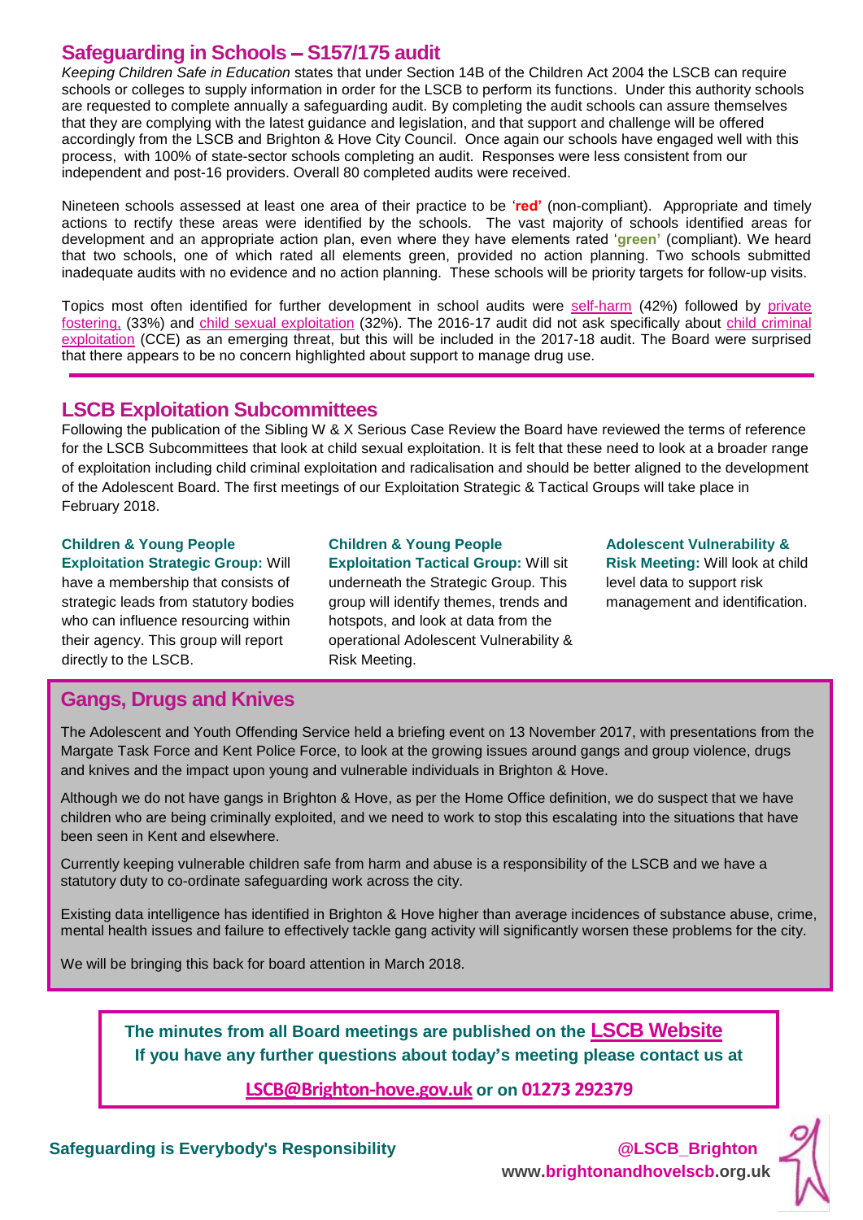## Safeguarding in Schools – S157/175 audit

*Keeping Children Safe in Education* states that under Section 14B of the Children Act 2004 the LSCB can require schools or colleges to supply information in order for the LSCB to perform its functions. Under this authority schools are requested to complete annually a safeguarding audit. By completing the audit schools can assure themselves that they are complying with the latest guidance and legislation, and that support and challenge will be offered accordingly from the LSCB and Brighton & Hove City Council. Once again our schools have engaged well with this process, with 100% of state-sector schools completing an audit. Responses were less consistent from our independent and post-16 providers. Overall 80 completed audits were received.

Nineteen schools assessed at least one area of their practice to be '**red**' (non-compliant). Appropriate and timely actions to rectify these areas were identified by the schools. The vast majority of schools identified areas for development and an appropriate action plan, even where they have elements rated '**green**' (compliant). We heard that two schools, one of which rated all elements green, provided no action planning. Two schools submitted inadequate audits with no evidence and no action planning. These schools will be priority targets for follow-up visits.

Topics most often identified for further development in school audits were self-harm (42%) followed by private fostering, (33%) and child sexual exploitation (32%). The 2016-17 audit did not ask specifically about child criminal exploitation (CCE) as an emerging threat, but this will be included in the 2017-18 audit. The Board were surprised that there appears to be no concern highlighted about support to manage drug use.

## LSCB Exploitation Subcommittees

Following the publication of the Sibling W & X Serious Case Review the Board have reviewed the terms of reference for the LSCB Subcommittees that look at child sexual exploitation. It is felt that these need to look at a broader range of exploitation including child criminal exploitation and radicalisation and should be better aligned to the development of the Adolescent Board. The first meetings of our Exploitation Strategic & Tactical Groups will take place in February 2018.

**Children & Young People Exploitation Strategic Group:** Will have a membership that consists of strategic leads from statutory bodies who can influence resourcing within their agency. This group will report directly to the LSCB.

**Children & Young People Exploitation Tactical Group:** Will sit underneath the Strategic Group. This group will identify themes, trends and hotspots, and look at data from the operational Adolescent Vulnerability & Risk Meeting.

**Adolescent Vulnerability & Risk Meeting:** Will look at child level data to support risk management and identification.

## Gangs, Drugs and Knives

The Adolescent and Youth Offending Service held a briefing event on 13 November 2017, with presentations from the Margate Task Force and Kent Police Force, to look at the growing issues around gangs and group violence, drugs and knives and the impact upon young and vulnerable individuals in Brighton & Hove.

Although we do not have gangs in Brighton & Hove, as per the Home Office definition, we do suspect that we have children who are being criminally exploited, and we need to work to stop this escalating into the situations that have been seen in Kent and elsewhere.

Currently keeping vulnerable children safe from harm and abuse is a responsibility of the LSCB and we have a statutory duty to co-ordinate safeguarding work across the city.

Existing data intelligence has identified in Brighton & Hove higher than average incidences of substance abuse, crime, mental health issues and failure to effectively tackle gang activity will significantly worsen these problems for the city.

We will be bringing this back for board attention in March 2018.

**The minutes from all Board meetings are published on the LSCB Website**
**If you have any further questions about today's meeting please contact us at**

**LSCB@Brighton-hove.gov.uk or on 01273 292379**

**Safeguarding is Everybody's Responsibility**

**@LSCB_Brighton**
**www.brightonandhovelscb.org.uk**